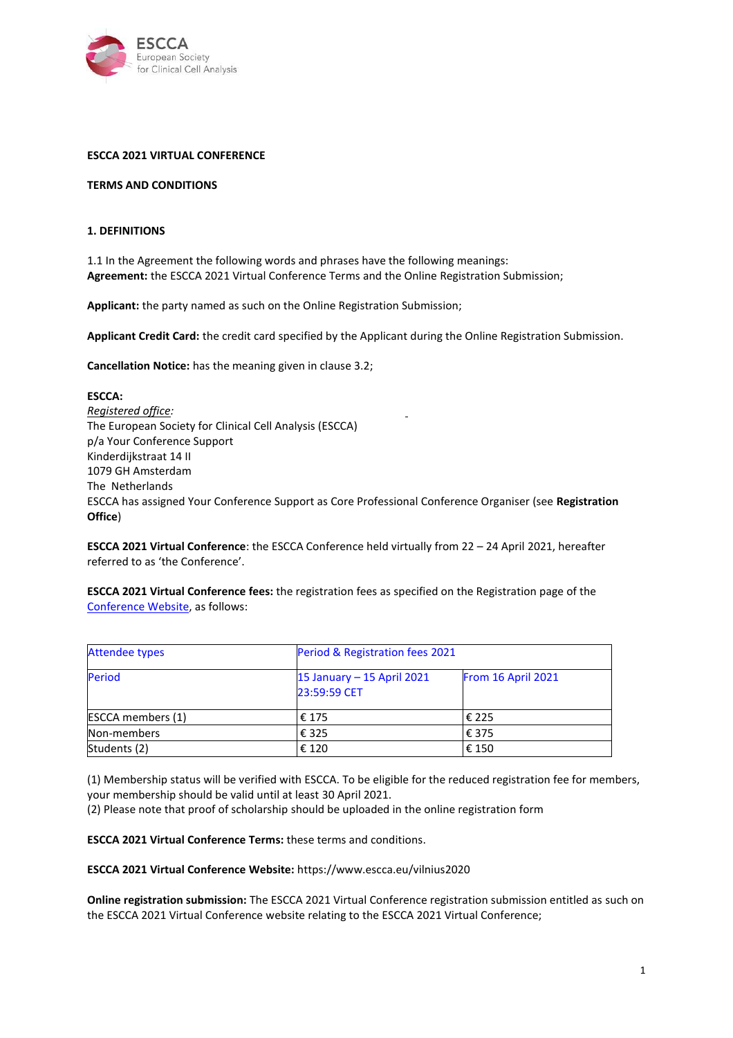**ESCCA 2021 VIRTUAL CONFERENCE**

**TERMS AND CONDITIONS**

**1. DEFINITIONS**

1.1 In the Agreement the following words and phrases have the following meanings:
**Agreement:** the ESCCA 2021 Virtual Conference Terms and the Online Registration Submission;

**Applicant:** the party named as such on the Online Registration Submission;

**Applicant Credit Card:** the credit card specified by the Applicant during the Online Registration Submission.

**Cancellation Notice:** has the meaning given in clause 3.2;

**ESCCA:**
*Registered office:*
The European Society for Clinical Cell Analysis (ESCCA)
p/a Your Conference Support
Kinderdijkstraat 14 II
1079 GH Amsterdam
The Netherlands
ESCCA has assigned Your Conference Support as Core Professional Conference Organiser (see **Registration Office**)

**ESCCA 2021 Virtual Conference**: the ESCCA Conference held virtually from 22 – 24 April 2021, hereafter referred to as 'the Conference'.

**ESCCA 2021 Virtual Conference fees:** the registration fees as specified on the Registration page of the Conference Website, as follows:

| Attendee types | Period & Registration fees 2021 | |
|---|---|---|
| Period | 15 January – 15 April 2021 23:59:59 CET | From 16 April 2021 |
| ESCCA members (1) | € 175 | € 225 |
| Non-members | € 325 | € 375 |
| Students (2) | € 120 | € 150 |

(1) Membership status will be verified with ESCCA. To be eligible for the reduced registration fee for members, your membership should be valid until at least 30 April 2021.
(2) Please note that proof of scholarship should be uploaded in the online registration form

**ESCCA 2021 Virtual Conference Terms:** these terms and conditions.

**ESCCA 2021 Virtual Conference Website:** https://www.escca.eu/vilnius2020

**Online registration submission:** The ESCCA 2021 Virtual Conference registration submission entitled as such on the ESCCA 2021 Virtual Conference website relating to the ESCCA 2021 Virtual Conference;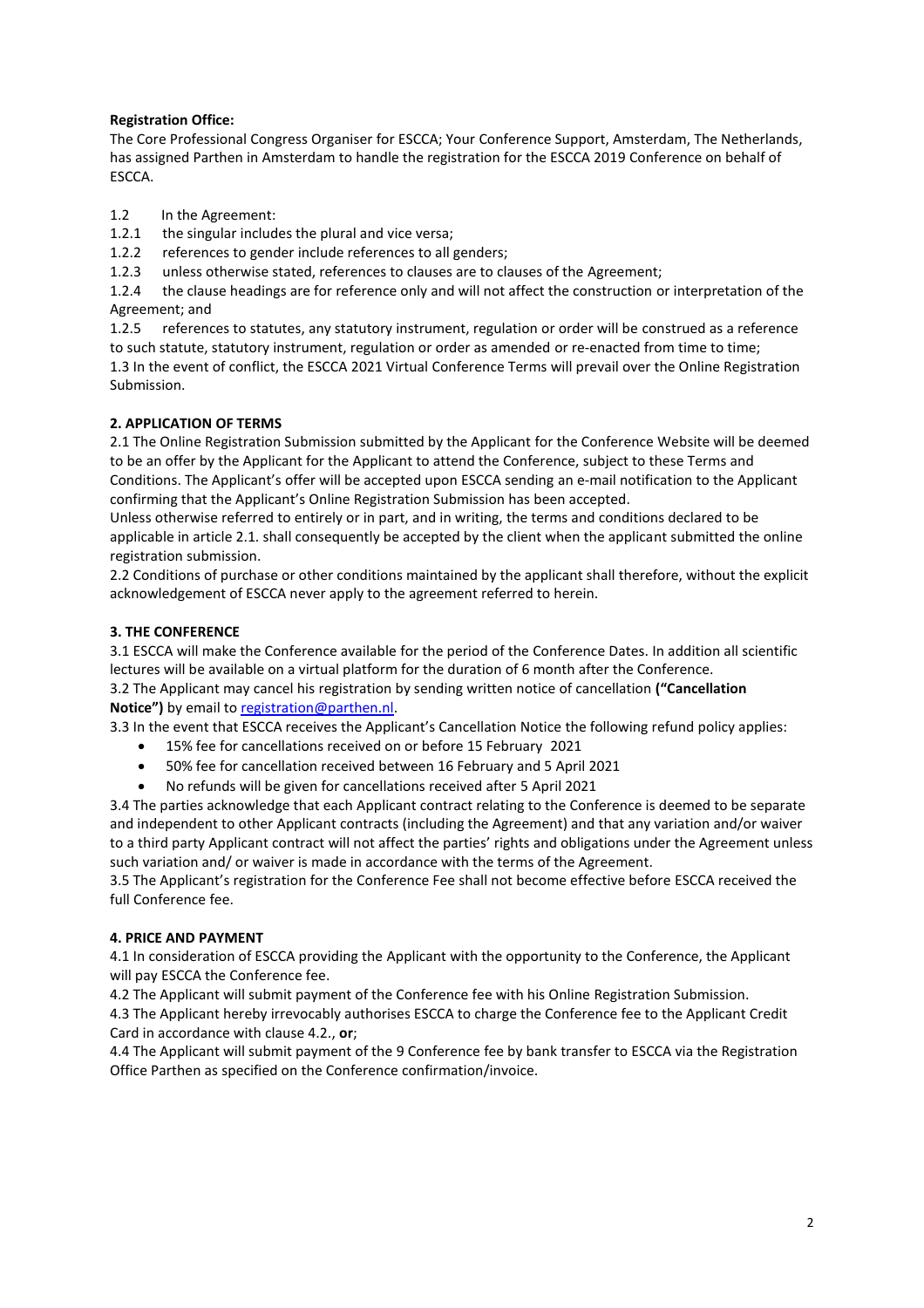**Registration Office:**
The Core Professional Congress Organiser for ESCCA; Your Conference Support, Amsterdam, The Netherlands, has assigned Parthen in Amsterdam to handle the registration for the ESCCA 2019 Conference on behalf of ESCCA.

1.2 In the Agreement:
1.2.1 the singular includes the plural and vice versa;
1.2.2 references to gender include references to all genders;
1.2.3 unless otherwise stated, references to clauses are to clauses of the Agreement;
1.2.4 the clause headings are for reference only and will not affect the construction or interpretation of the Agreement; and
1.2.5 references to statutes, any statutory instrument, regulation or order will be construed as a reference to such statute, statutory instrument, regulation or order as amended or re-enacted from time to time;
1.3 In the event of conflict, the ESCCA 2021 Virtual Conference Terms will prevail over the Online Registration Submission.

**2. APPLICATION OF TERMS**

2.1 The Online Registration Submission submitted by the Applicant for the Conference Website will be deemed to be an offer by the Applicant for the Applicant to attend the Conference, subject to these Terms and Conditions. The Applicant's offer will be accepted upon ESCCA sending an e-mail notification to the Applicant confirming that the Applicant's Online Registration Submission has been accepted.
Unless otherwise referred to entirely or in part, and in writing, the terms and conditions declared to be applicable in article 2.1. shall consequently be accepted by the client when the applicant submitted the online registration submission.
2.2 Conditions of purchase or other conditions maintained by the applicant shall therefore, without the explicit acknowledgement of ESCCA never apply to the agreement referred to herein.

**3. THE CONFERENCE**

3.1 ESCCA will make the Conference available for the period of the Conference Dates. In addition all scientific lectures will be available on a virtual platform for the duration of 6 month after the Conference.
3.2 The Applicant may cancel his registration by sending written notice of cancellation **("Cancellation Notice")** by email to registration@parthen.nl.
3.3 In the event that ESCCA receives the Applicant's Cancellation Notice the following refund policy applies:

- 15% fee for cancellations received on or before 15 February 2021
- 50% fee for cancellation received between 16 February and 5 April 2021
- No refunds will be given for cancellations received after 5 April 2021

3.4 The parties acknowledge that each Applicant contract relating to the Conference is deemed to be separate and independent to other Applicant contracts (including the Agreement) and that any variation and/or waiver to a third party Applicant contract will not affect the parties' rights and obligations under the Agreement unless such variation and/ or waiver is made in accordance with the terms of the Agreement.
3.5 The Applicant's registration for the Conference Fee shall not become effective before ESCCA received the full Conference fee.

**4. PRICE AND PAYMENT**

4.1 In consideration of ESCCA providing the Applicant with the opportunity to the Conference, the Applicant will pay ESCCA the Conference fee.
4.2 The Applicant will submit payment of the Conference fee with his Online Registration Submission.
4.3 The Applicant hereby irrevocably authorises ESCCA to charge the Conference fee to the Applicant Credit Card in accordance with clause 4.2., **or**;
4.4 The Applicant will submit payment of the 9 Conference fee by bank transfer to ESCCA via the Registration Office Parthen as specified on the Conference confirmation/invoice.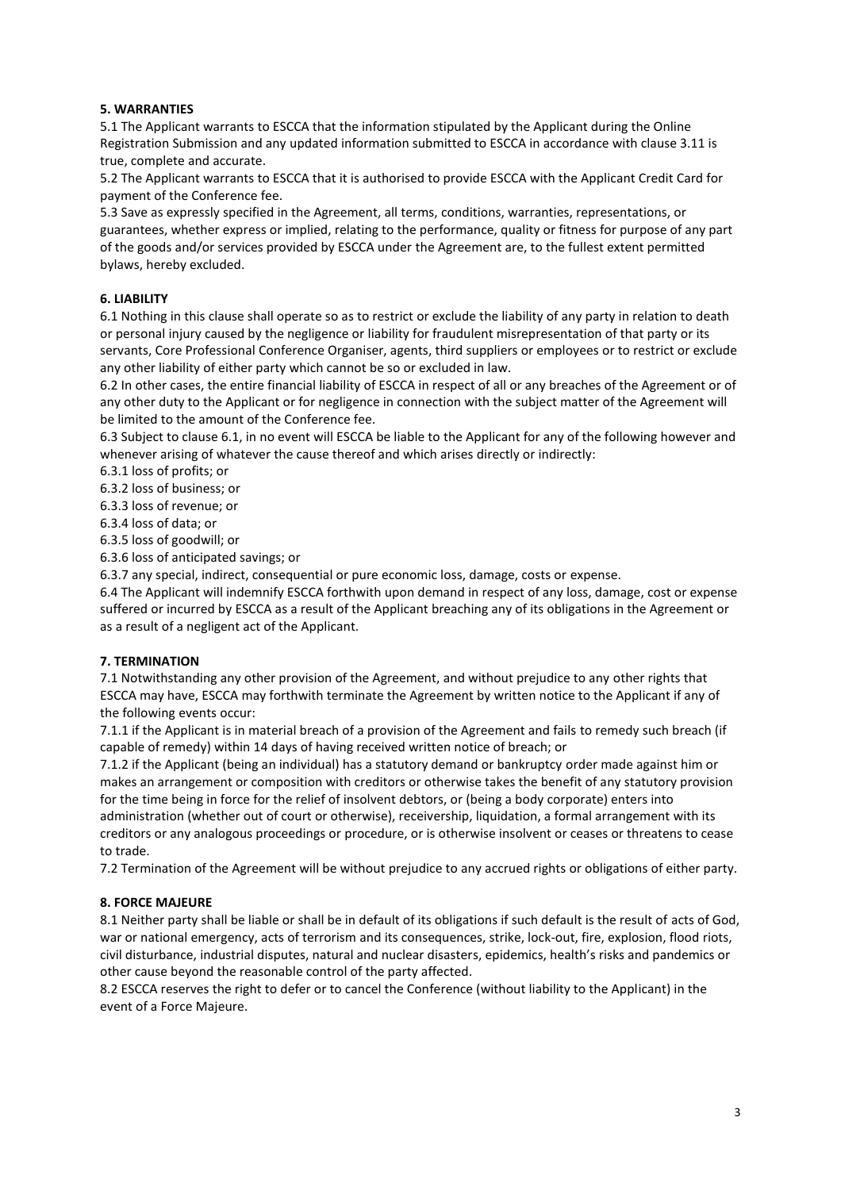**5. WARRANTIES**

5.1 The Applicant warrants to ESCCA that the information stipulated by the Applicant during the Online Registration Submission and any updated information submitted to ESCCA in accordance with clause 3.11 is true, complete and accurate.

5.2 The Applicant warrants to ESCCA that it is authorised to provide ESCCA with the Applicant Credit Card for payment of the Conference fee.

5.3 Save as expressly specified in the Agreement, all terms, conditions, warranties, representations, or guarantees, whether express or implied, relating to the performance, quality or fitness for purpose of any part of the goods and/or services provided by ESCCA under the Agreement are, to the fullest extent permitted bylaws, hereby excluded.

**6. LIABILITY**

6.1 Nothing in this clause shall operate so as to restrict or exclude the liability of any party in relation to death or personal injury caused by the negligence or liability for fraudulent misrepresentation of that party or its servants, Core Professional Conference Organiser, agents, third suppliers or employees or to restrict or exclude any other liability of either party which cannot be so or excluded in law.

6.2 In other cases, the entire financial liability of ESCCA in respect of all or any breaches of the Agreement or of any other duty to the Applicant or for negligence in connection with the subject matter of the Agreement will be limited to the amount of the Conference fee.

6.3 Subject to clause 6.1, in no event will ESCCA be liable to the Applicant for any of the following however and whenever arising of whatever the cause thereof and which arises directly or indirectly:

6.3.1 loss of profits; or

6.3.2 loss of business; or

6.3.3 loss of revenue; or

6.3.4 loss of data; or

6.3.5 loss of goodwill; or

6.3.6 loss of anticipated savings; or

6.3.7 any special, indirect, consequential or pure economic loss, damage, costs or expense.

6.4 The Applicant will indemnify ESCCA forthwith upon demand in respect of any loss, damage, cost or expense suffered or incurred by ESCCA as a result of the Applicant breaching any of its obligations in the Agreement or as a result of a negligent act of the Applicant.

**7. TERMINATION**

7.1 Notwithstanding any other provision of the Agreement, and without prejudice to any other rights that ESCCA may have, ESCCA may forthwith terminate the Agreement by written notice to the Applicant if any of the following events occur:

7.1.1 if the Applicant is in material breach of a provision of the Agreement and fails to remedy such breach (if capable of remedy) within 14 days of having received written notice of breach; or

7.1.2 if the Applicant (being an individual) has a statutory demand or bankruptcy order made against him or makes an arrangement or composition with creditors or otherwise takes the benefit of any statutory provision for the time being in force for the relief of insolvent debtors, or (being a body corporate) enters into administration (whether out of court or otherwise), receivership, liquidation, a formal arrangement with its creditors or any analogous proceedings or procedure, or is otherwise insolvent or ceases or threatens to cease to trade.

7.2 Termination of the Agreement will be without prejudice to any accrued rights or obligations of either party.

**8. FORCE MAJEURE**

8.1 Neither party shall be liable or shall be in default of its obligations if such default is the result of acts of God, war or national emergency, acts of terrorism and its consequences, strike, lock-out, fire, explosion, flood riots, civil disturbance, industrial disputes, natural and nuclear disasters, epidemics, health's risks and pandemics or other cause beyond the reasonable control of the party affected.

8.2 ESCCA reserves the right to defer or to cancel the Conference (without liability to the Applicant) in the event of a Force Majeure.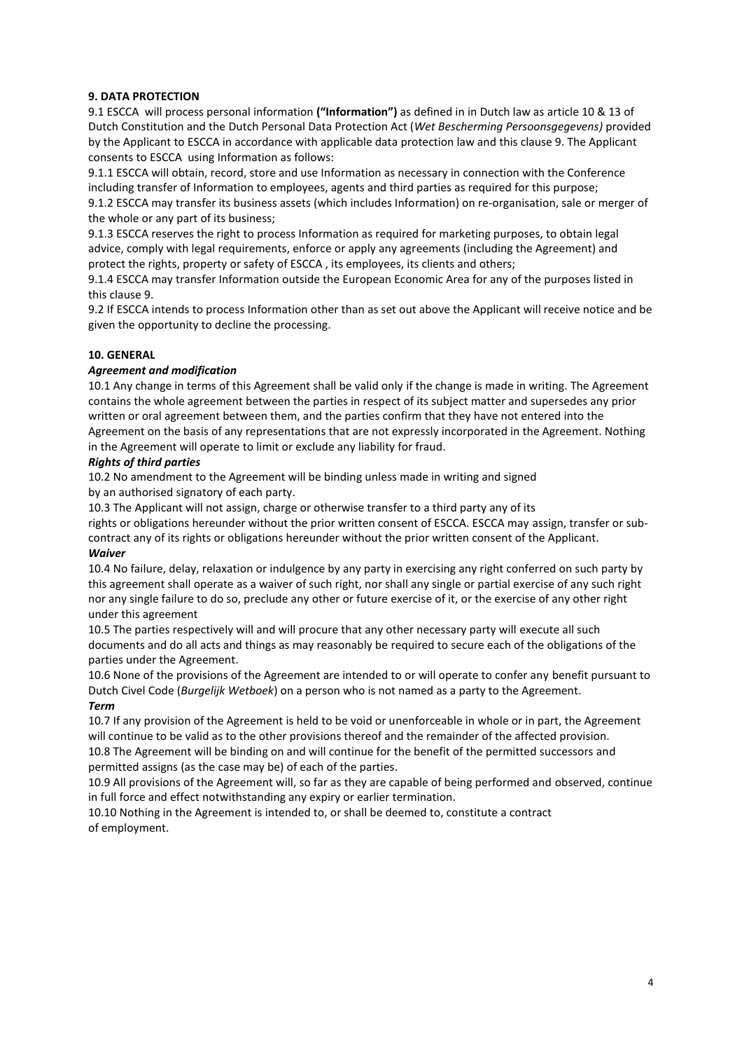**9. DATA PROTECTION**

9.1 ESCCA will process personal information **("Information")** as defined in in Dutch law as article 10 & 13 of Dutch Constitution and the Dutch Personal Data Protection Act (*Wet Bescherming Persoonsgegevens)* provided by the Applicant to ESCCA in accordance with applicable data protection law and this clause 9. The Applicant consents to ESCCA using Information as follows:

9.1.1 ESCCA will obtain, record, store and use Information as necessary in connection with the Conference including transfer of Information to employees, agents and third parties as required for this purpose;

9.1.2 ESCCA may transfer its business assets (which includes Information) on re-organisation, sale or merger of the whole or any part of its business;

9.1.3 ESCCA reserves the right to process Information as required for marketing purposes, to obtain legal advice, comply with legal requirements, enforce or apply any agreements (including the Agreement) and protect the rights, property or safety of ESCCA , its employees, its clients and others;

9.1.4 ESCCA may transfer Information outside the European Economic Area for any of the purposes listed in this clause 9.

9.2 If ESCCA intends to process Information other than as set out above the Applicant will receive notice and be given the opportunity to decline the processing.

**10. GENERAL**

***Agreement and modification***

10.1 Any change in terms of this Agreement shall be valid only if the change is made in writing. The Agreement contains the whole agreement between the parties in respect of its subject matter and supersedes any prior written or oral agreement between them, and the parties confirm that they have not entered into the Agreement on the basis of any representations that are not expressly incorporated in the Agreement. Nothing in the Agreement will operate to limit or exclude any liability for fraud.

***Rights of third parties***

10.2 No amendment to the Agreement will be binding unless made in writing and signed by an authorised signatory of each party.

10.3 The Applicant will not assign, charge or otherwise transfer to a third party any of its rights or obligations hereunder without the prior written consent of ESCCA. ESCCA may assign, transfer or sub-contract any of its rights or obligations hereunder without the prior written consent of the Applicant.

***Waiver***

10.4 No failure, delay, relaxation or indulgence by any party in exercising any right conferred on such party by this agreement shall operate as a waiver of such right, nor shall any single or partial exercise of any such right nor any single failure to do so, preclude any other or future exercise of it, or the exercise of any other right under this agreement

10.5 The parties respectively will and will procure that any other necessary party will execute all such documents and do all acts and things as may reasonably be required to secure each of the obligations of the parties under the Agreement.

10.6 None of the provisions of the Agreement are intended to or will operate to confer any benefit pursuant to Dutch Civel Code (*Burgelijk Wetboek*) on a person who is not named as a party to the Agreement.

***Term***

10.7 If any provision of the Agreement is held to be void or unenforceable in whole or in part, the Agreement will continue to be valid as to the other provisions thereof and the remainder of the affected provision.

10.8 The Agreement will be binding on and will continue for the benefit of the permitted successors and permitted assigns (as the case may be) of each of the parties.

10.9 All provisions of the Agreement will, so far as they are capable of being performed and observed, continue in full force and effect notwithstanding any expiry or earlier termination.

10.10 Nothing in the Agreement is intended to, or shall be deemed to, constitute a contract of employment.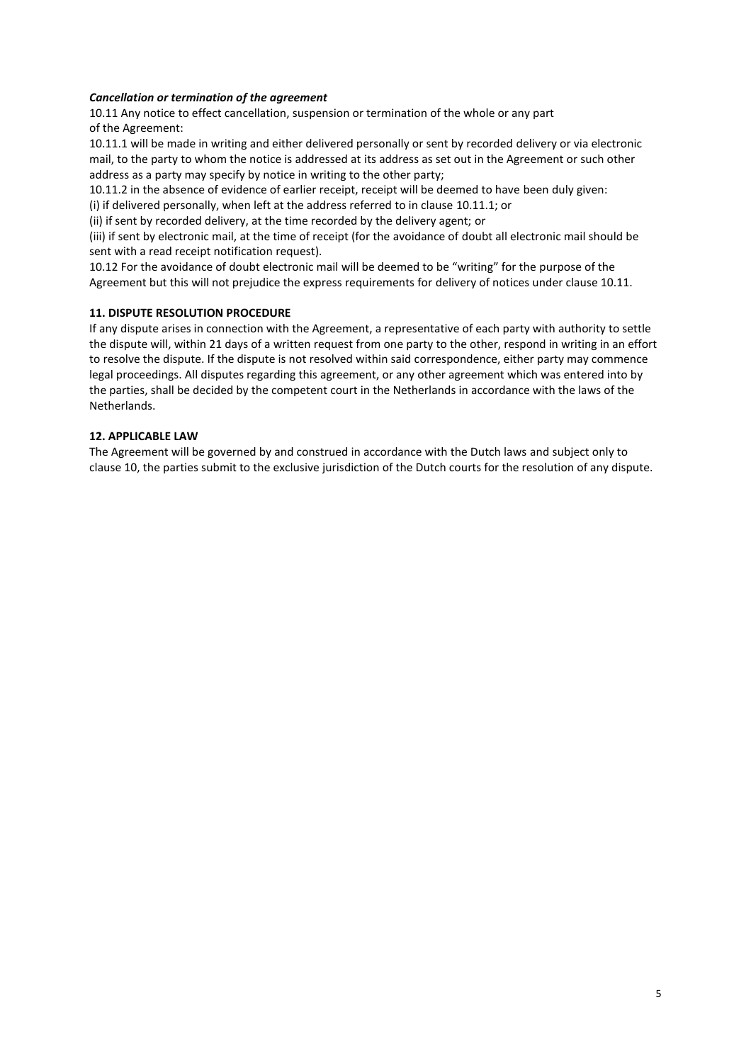***Cancellation or termination of the agreement***

10.11 Any notice to effect cancellation, suspension or termination of the whole or any part of the Agreement:

10.11.1 will be made in writing and either delivered personally or sent by recorded delivery or via electronic mail, to the party to whom the notice is addressed at its address as set out in the Agreement or such other address as a party may specify by notice in writing to the other party;

10.11.2 in the absence of evidence of earlier receipt, receipt will be deemed to have been duly given:

(i) if delivered personally, when left at the address referred to in clause 10.11.1; or

(ii) if sent by recorded delivery, at the time recorded by the delivery agent; or

(iii) if sent by electronic mail, at the time of receipt (for the avoidance of doubt all electronic mail should be sent with a read receipt notification request).

10.12 For the avoidance of doubt electronic mail will be deemed to be "writing" for the purpose of the Agreement but this will not prejudice the express requirements for delivery of notices under clause 10.11.

**11. DISPUTE RESOLUTION PROCEDURE**

If any dispute arises in connection with the Agreement, a representative of each party with authority to settle the dispute will, within 21 days of a written request from one party to the other, respond in writing in an effort to resolve the dispute. If the dispute is not resolved within said correspondence, either party may commence legal proceedings. All disputes regarding this agreement, or any other agreement which was entered into by the parties, shall be decided by the competent court in the Netherlands in accordance with the laws of the Netherlands.

**12. APPLICABLE LAW**

The Agreement will be governed by and construed in accordance with the Dutch laws and subject only to clause 10, the parties submit to the exclusive jurisdiction of the Dutch courts for the resolution of any dispute.